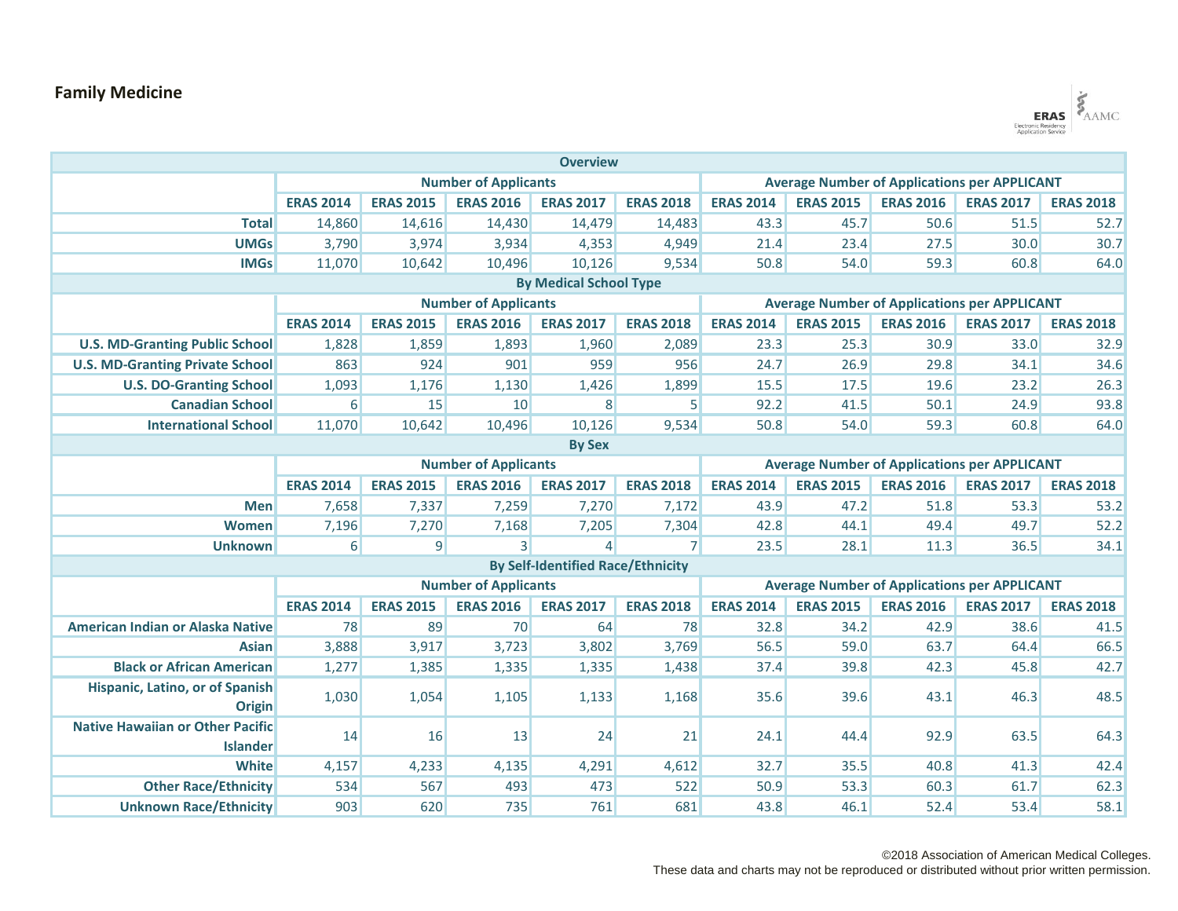# Family Medicine

| Overview | | | | | | | | | | |
|---|---|---|---|---|---|---|---|---|---|---|
| | Number of Applicants | | | | | Average Number of Applications per APPLICANT | | | | |
| | ERAS 2014 | ERAS 2015 | ERAS 2016 | ERAS 2017 | ERAS 2018 | ERAS 2014 | ERAS 2015 | ERAS 2016 | ERAS 2017 | ERAS 2018 |
| **Total** | 14,860 | 14,616 | 14,430 | 14,479 | 14,483 | 43.3 | 45.7 | 50.6 | 51.5 | 52.7 |
| **UMGs** | 3,790 | 3,974 | 3,934 | 4,353 | 4,949 | 21.4 | 23.4 | 27.5 | 30.0 | 30.7 |
| **IMGs** | 11,070 | 10,642 | 10,496 | 10,126 | 9,534 | 50.8 | 54.0 | 59.3 | 60.8 | 64.0 |
| **By Medical School Type** | | | | | | | | | | |
| | Number of Applicants | | | | | Average Number of Applications per APPLICANT | | | | |
| | ERAS 2014 | ERAS 2015 | ERAS 2016 | ERAS 2017 | ERAS 2018 | ERAS 2014 | ERAS 2015 | ERAS 2016 | ERAS 2017 | ERAS 2018 |
| **U.S. MD-Granting Public School** | 1,828 | 1,859 | 1,893 | 1,960 | 2,089 | 23.3 | 25.3 | 30.9 | 33.0 | 32.9 |
| **U.S. MD-Granting Private School** | 863 | 924 | 901 | 959 | 956 | 24.7 | 26.9 | 29.8 | 34.1 | 34.6 |
| **U.S. DO-Granting School** | 1,093 | 1,176 | 1,130 | 1,426 | 1,899 | 15.5 | 17.5 | 19.6 | 23.2 | 26.3 |
| **Canadian School** | 6 | 15 | 10 | 8 | 5 | 92.2 | 41.5 | 50.1 | 24.9 | 93.8 |
| **International School** | 11,070 | 10,642 | 10,496 | 10,126 | 9,534 | 50.8 | 54.0 | 59.3 | 60.8 | 64.0 |
| **By Sex** | | | | | | | | | | |
| | Number of Applicants | | | | | Average Number of Applications per APPLICANT | | | | |
| | ERAS 2014 | ERAS 2015 | ERAS 2016 | ERAS 2017 | ERAS 2018 | ERAS 2014 | ERAS 2015 | ERAS 2016 | ERAS 2017 | ERAS 2018 |
| **Men** | 7,658 | 7,337 | 7,259 | 7,270 | 7,172 | 43.9 | 47.2 | 51.8 | 53.3 | 53.2 |
| **Women** | 7,196 | 7,270 | 7,168 | 7,205 | 7,304 | 42.8 | 44.1 | 49.4 | 49.7 | 52.2 |
| **Unknown** | 6 | 9 | 3 | 4 | 7 | 23.5 | 28.1 | 11.3 | 36.5 | 34.1 |
| **By Self-Identified Race/Ethnicity** | | | | | | | | | | |
| | Number of Applicants | | | | | Average Number of Applications per APPLICANT | | | | |
| | ERAS 2014 | ERAS 2015 | ERAS 2016 | ERAS 2017 | ERAS 2018 | ERAS 2014 | ERAS 2015 | ERAS 2016 | ERAS 2017 | ERAS 2018 |
| **American Indian or Alaska Native** | 78 | 89 | 70 | 64 | 78 | 32.8 | 34.2 | 42.9 | 38.6 | 41.5 |
| **Asian** | 3,888 | 3,917 | 3,723 | 3,802 | 3,769 | 56.5 | 59.0 | 63.7 | 64.4 | 66.5 |
| **Black or African American** | 1,277 | 1,385 | 1,335 | 1,335 | 1,438 | 37.4 | 39.8 | 42.3 | 45.8 | 42.7 |
| **Hispanic, Latino, or of Spanish Origin** | 1,030 | 1,054 | 1,105 | 1,133 | 1,168 | 35.6 | 39.6 | 43.1 | 46.3 | 48.5 |
| **Native Hawaiian or Other Pacific Islander** | 14 | 16 | 13 | 24 | 21 | 24.1 | 44.4 | 92.9 | 63.5 | 64.3 |
| **White** | 4,157 | 4,233 | 4,135 | 4,291 | 4,612 | 32.7 | 35.5 | 40.8 | 41.3 | 42.4 |
| **Other Race/Ethnicity** | 534 | 567 | 493 | 473 | 522 | 50.9 | 53.3 | 60.3 | 61.7 | 62.3 |
| **Unknown Race/Ethnicity** | 903 | 620 | 735 | 761 | 681 | 43.8 | 46.1 | 52.4 | 53.4 | 58.1 |

©2018 Association of American Medical Colleges.
These data and charts may not be reproduced or distributed without prior written permission.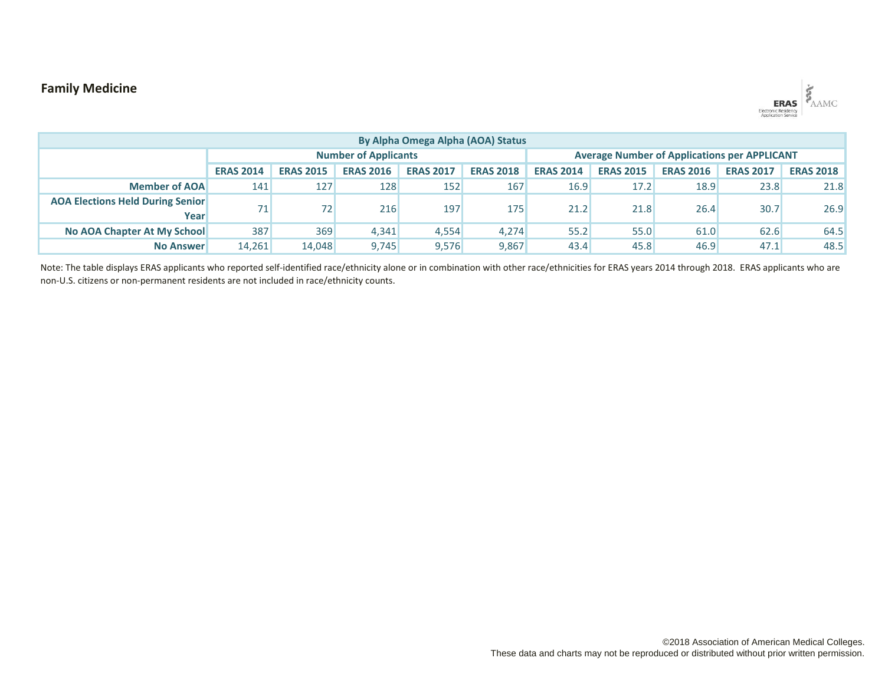## Family Medicine

| By Alpha Omega Alpha (AOA) Status | | | | | | | | | | |
|---|---|---|---|---|---|---|---|---|---|---|
| | Number of Applicants | | | | | Average Number of Applications per APPLICANT | | | | |
| | ERAS 2014 | ERAS 2015 | ERAS 2016 | ERAS 2017 | ERAS 2018 | ERAS 2014 | ERAS 2015 | ERAS 2016 | ERAS 2017 | ERAS 2018 |
| **Member of AOA** | 141 | 127 | 128 | 152 | 167 | 16.9 | 17.2 | 18.9 | 23.8 | 21.8 |
| **AOA Elections Held During Senior Year** | 71 | 72 | 216 | 197 | 175 | 21.2 | 21.8 | 26.4 | 30.7 | 26.9 |
| **No AOA Chapter At My School** | 387 | 369 | 4,341 | 4,554 | 4,274 | 55.2 | 55.0 | 61.0 | 62.6 | 64.5 |
| **No Answer** | 14,261 | 14,048 | 9,745 | 9,576 | 9,867 | 43.4 | 45.8 | 46.9 | 47.1 | 48.5 |

Note: The table displays ERAS applicants who reported self-identified race/ethnicity alone or in combination with other race/ethnicities for ERAS years 2014 through 2018. ERAS applicants who are non-U.S. citizens or non-permanent residents are not included in race/ethnicity counts.

©2018 Association of American Medical Colleges.
These data and charts may not be reproduced or distributed without prior written permission.